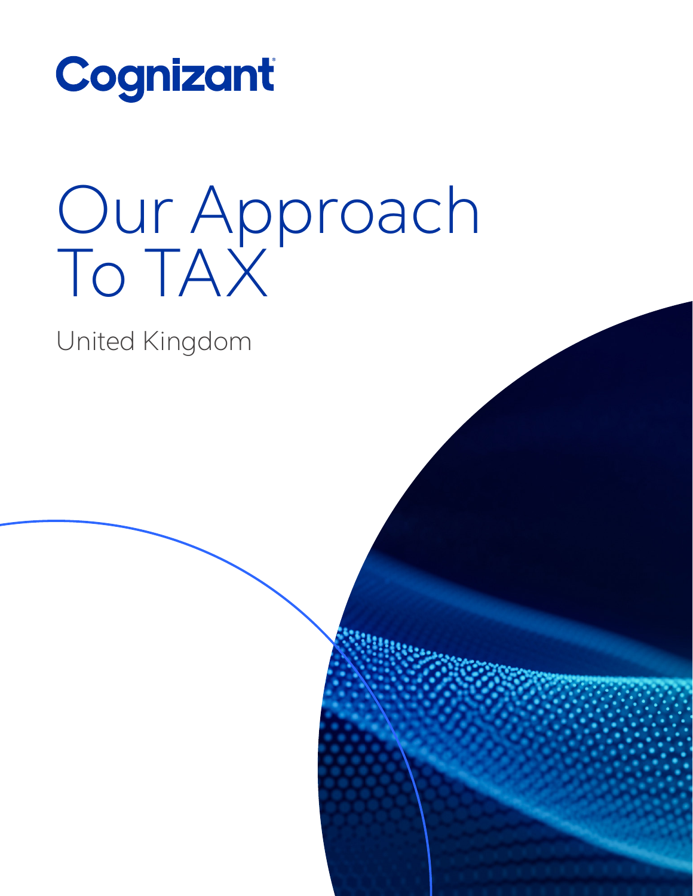Cognizant

# Our Approach To TAX

United Kingdom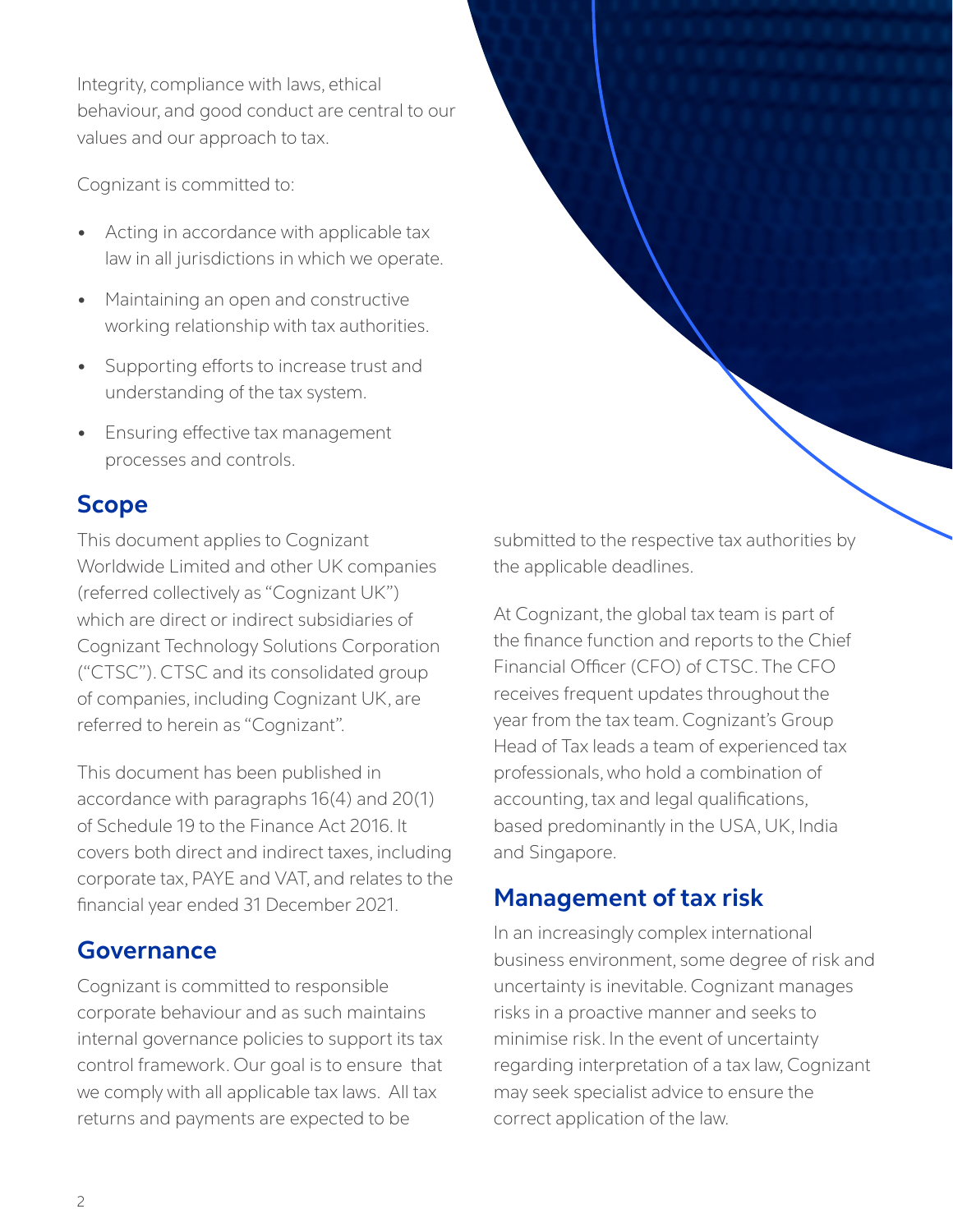Integrity, compliance with laws, ethical behaviour, and good conduct are central to our values and our approach to tax.

Cognizant is committed to:

- Acting in accordance with applicable tax law in all jurisdictions in which we operate.
- Maintaining an open and constructive working relationship with tax authorities.
- Supporting efforts to increase trust and understanding of the tax system.
- Ensuring effective tax management processes and controls.

## Scope

This document applies to Cognizant Worldwide Limited and other UK companies (referred collectively as "Cognizant UK") which are direct or indirect subsidiaries of Cognizant Technology Solutions Corporation ("CTSC"). CTSC and its consolidated group of companies, including Cognizant UK, are referred to herein as "Cognizant".

This document has been published in accordance with paragraphs 16(4) and 20(1) of Schedule 19 to the Finance Act 2016. It covers both direct and indirect taxes, including corporate tax, PAYE and VAT, and relates to the financial year ended 31 December 2021.

## Governance

Cognizant is committed to responsible corporate behaviour and as such maintains internal governance policies to support its tax control framework. Our goal is to ensure that we comply with all applicable tax laws. All tax returns and payments are expected to be submitted to the respective tax authorities by the applicable deadlines.

At Cognizant, the global tax team is part of the finance function and reports to the Chief Financial Officer (CFO) of CTSC. The CFO receives frequent updates throughout the year from the tax team. Cognizant's Group Head of Tax leads a team of experienced tax professionals, who hold a combination of accounting, tax and legal qualifications, based predominantly in the USA, UK, India and Singapore.

## Management of tax risk

In an increasingly complex international business environment, some degree of risk and uncertainty is inevitable. Cognizant manages risks in a proactive manner and seeks to minimise risk. In the event of uncertainty regarding interpretation of a tax law, Cognizant may seek specialist advice to ensure the correct application of the law.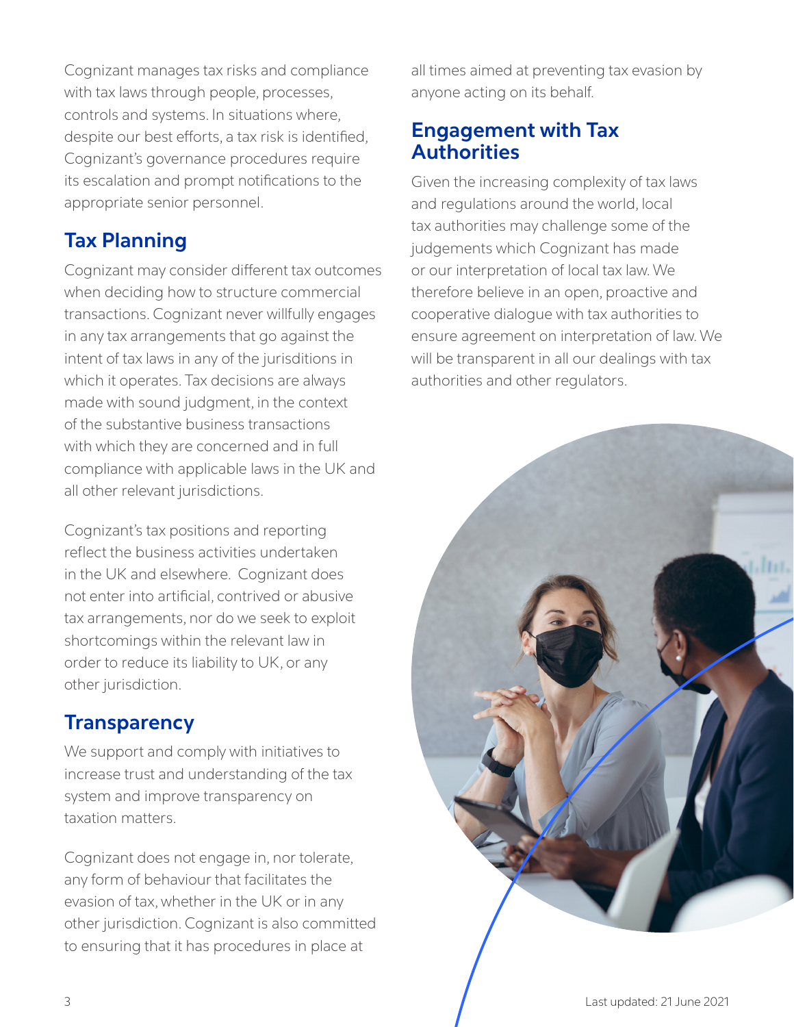Cognizant manages tax risks and compliance with tax laws through people, processes, controls and systems. In situations where, despite our best efforts, a tax risk is identified, Cognizant's governance procedures require its escalation and prompt notifications to the appropriate senior personnel.

## Tax Planning

Cognizant may consider different tax outcomes when deciding how to structure commercial transactions. Cognizant never willfully engages in any tax arrangements that go against the intent of tax laws in any of the jurisdictions in which it operates. Tax decisions are always made with sound judgment, in the context of the substantive business transactions with which they are concerned and in full compliance with applicable laws in the UK and all other relevant jurisdictions.

Cognizant's tax positions and reporting reflect the business activities undertaken in the UK and elsewhere. Cognizant does not enter into artificial, contrived or abusive tax arrangements, nor do we seek to exploit shortcomings within the relevant law in order to reduce its liability to UK, or any other jurisdiction.

## Transparency

We support and comply with initiatives to increase trust and understanding of the tax system and improve transparency on taxation matters.

Cognizant does not engage in, nor tolerate, any form of behaviour that facilitates the evasion of tax, whether in the UK or in any other jurisdiction. Cognizant is also committed to ensuring that it has procedures in place at all times aimed at preventing tax evasion by anyone acting on its behalf.

## Engagement with Tax Authorities

Given the increasing complexity of tax laws and regulations around the world, local tax authorities may challenge some of the judgements which Cognizant has made or our interpretation of local tax law. We therefore believe in an open, proactive and cooperative dialogue with tax authorities to ensure agreement on interpretation of law. We will be transparent in all our dealings with tax authorities and other regulators.

Last updated: 21 June 2021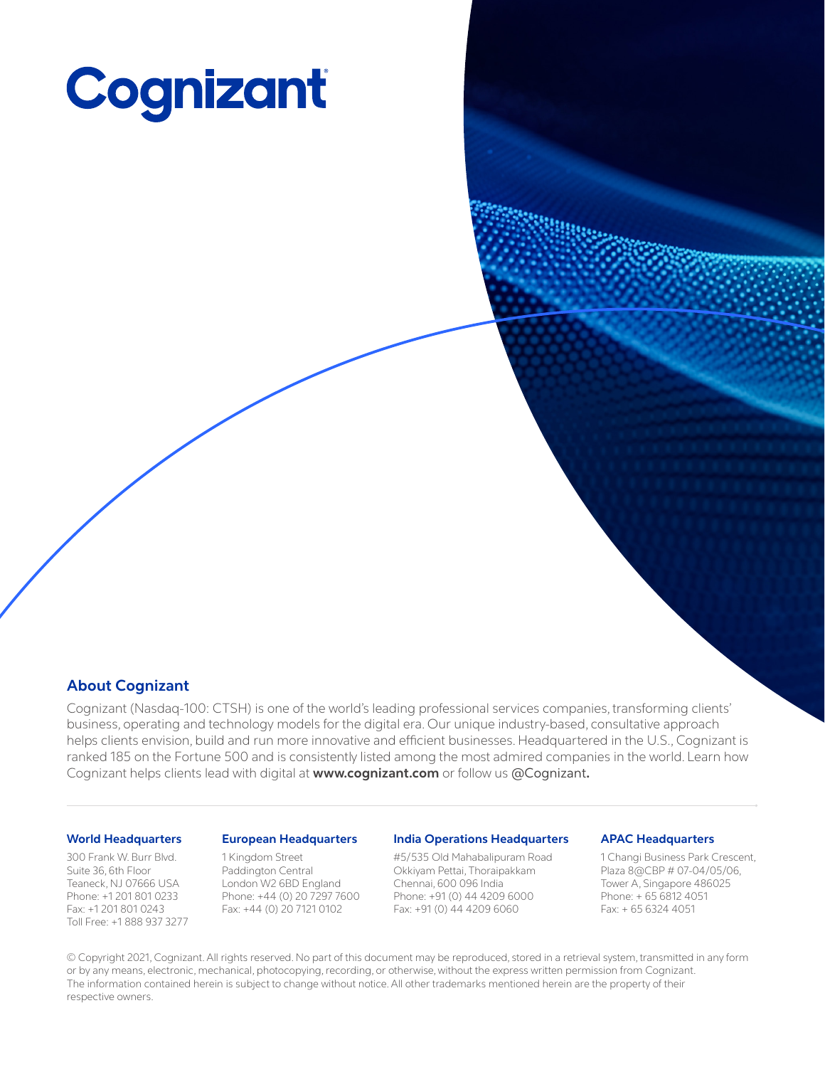# Cognizant

## About Cognizant

Cognizant (Nasdaq-100: CTSH) is one of the world's leading professional services companies, transforming clients' business, operating and technology models for the digital era. Our unique industry-based, consultative approach helps clients envision, build and run more innovative and efficient businesses. Headquartered in the U.S., Cognizant is ranked 185 on the Fortune 500 and is consistently listed among the most admired companies in the world. Learn how Cognizant helps clients lead with digital at **www.cognizant.com** or follow us @Cognizant**.**

**World Headquarters**

300 Frank W. Burr Blvd.
Suite 36, 6th Floor
Teaneck, NJ 07666 USA
Phone: +1 201 801 0233
Fax: +1 201 801 0243
Toll Free: +1 888 937 3277

**European Headquarters**

1 Kingdom Street
Paddington Central
London W2 6BD England
Phone: +44 (0) 20 7297 7600
Fax: +44 (0) 20 7121 0102

**India Operations Headquarters**

#5/535 Old Mahabalipuram Road
Okkiyam Pettai, Thoraipakkam
Chennai, 600 096 India
Phone: +91 (0) 44 4209 6000
Fax: +91 (0) 44 4209 6060

**APAC Headquarters**

1 Changi Business Park Crescent,
Plaza 8@CBP # 07-04/05/06,
Tower A, Singapore 486025
Phone: + 65 6812 4051
Fax: + 65 6324 4051

© Copyright 2021, Cognizant. All rights reserved. No part of this document may be reproduced, stored in a retrieval system, transmitted in any form or by any means, electronic, mechanical, photocopying, recording, or otherwise, without the express written permission from Cognizant. The information contained herein is subject to change without notice. All other trademarks mentioned herein are the property of their respective owners.